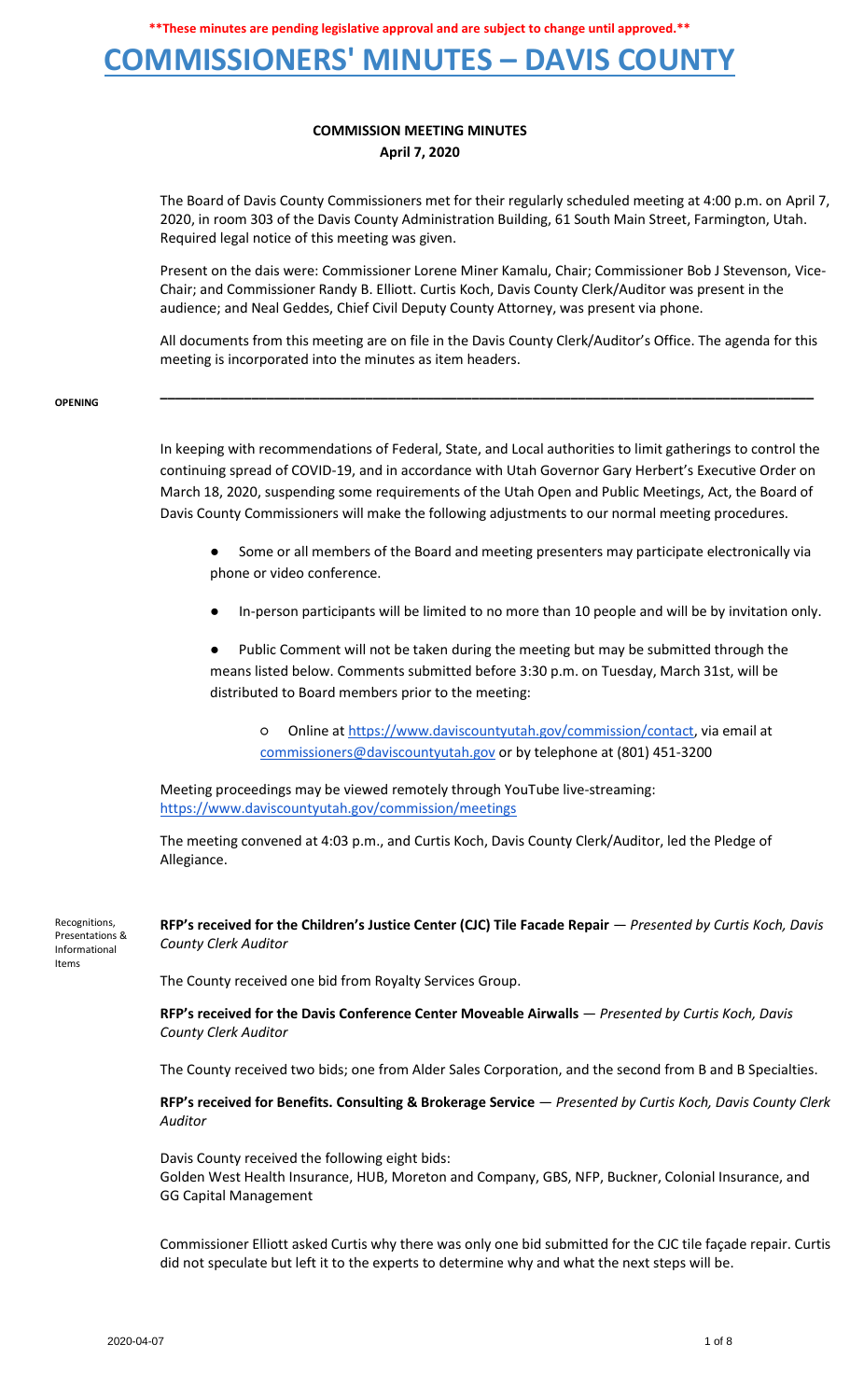**\*\*These minutes are pending legislative approval and are subject to change until approved.\*\***

# COMMISSIONERS' MINUTES – DAVIS COUNTY

## COMMISSION MEETING MINUTES
**April 7, 2020**

The Board of Davis County Commissioners met for their regularly scheduled meeting at 4:00 p.m. on April 7, 2020, in room 303 of the Davis County Administration Building, 61 South Main Street, Farmington, Utah. Required legal notice of this meeting was given.

Present on the dais were: Commissioner Lorene Miner Kamalu, Chair; Commissioner Bob J Stevenson, Vice-Chair; and Commissioner Randy B. Elliott. Curtis Koch, Davis County Clerk/Auditor was present in the audience; and Neal Geddes, Chief Civil Deputy County Attorney, was present via phone.

All documents from this meeting are on file in the Davis County Clerk/Auditor's Office. The agenda for this meeting is incorporated into the minutes as item headers.

---

**OPENING**

In keeping with recommendations of Federal, State, and Local authorities to limit gatherings to control the continuing spread of COVID-19, and in accordance with Utah Governor Gary Herbert's Executive Order on March 18, 2020, suspending some requirements of the Utah Open and Public Meetings, Act, the Board of Davis County Commissioners will make the following adjustments to our normal meeting procedures.

- Some or all members of the Board and meeting presenters may participate electronically via phone or video conference.
- In-person participants will be limited to no more than 10 people and will be by invitation only.
- Public Comment will not be taken during the meeting but may be submitted through the means listed below. Comments submitted before 3:30 p.m. on Tuesday, March 31st, will be distributed to Board members prior to the meeting:
  - Online at https://www.daviscountyutah.gov/commission/contact, via email at commissioners@daviscountyutah.gov or by telephone at (801) 451-3200

Meeting proceedings may be viewed remotely through YouTube live-streaming: https://www.daviscountyutah.gov/commission/meetings

The meeting convened at 4:03 p.m., and Curtis Koch, Davis County Clerk/Auditor, led the Pledge of Allegiance.

**Recognitions, Presentations & Informational Items**

**RFP's received for the Children's Justice Center (CJC) Tile Facade Repair** — *Presented by Curtis Koch, Davis County Clerk Auditor*

The County received one bid from Royalty Services Group.

**RFP's received for the Davis Conference Center Moveable Airwalls** — *Presented by Curtis Koch, Davis County Clerk Auditor*

The County received two bids; one from Alder Sales Corporation, and the second from B and B Specialties.

**RFP's received for Benefits. Consulting & Brokerage Service** — *Presented by Curtis Koch, Davis County Clerk Auditor*

Davis County received the following eight bids:
Golden West Health Insurance, HUB, Moreton and Company, GBS, NFP, Buckner, Colonial Insurance, and GG Capital Management

Commissioner Elliott asked Curtis why there was only one bid submitted for the CJC tile façade repair. Curtis did not speculate but left it to the experts to determine why and what the next steps will be.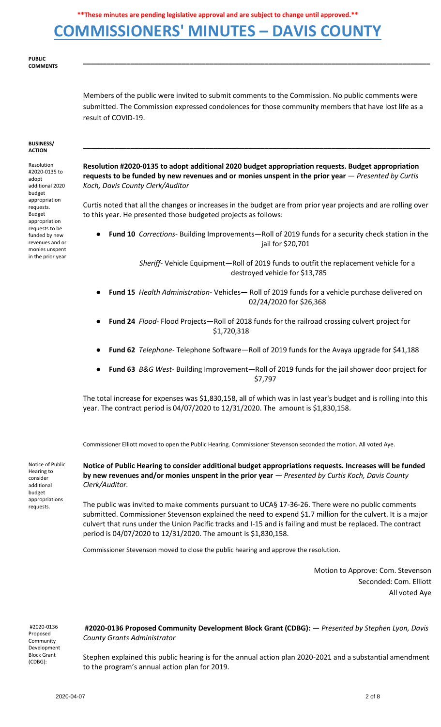**These minutes are pending legislative approval and are subject to change until approved.**

# COMMISSIONERS' MINUTES – DAVIS COUNTY

**PUBLIC COMMENTS**

Members of the public were invited to submit comments to the Commission. No public comments were submitted. The Commission expressed condolences for those community members that have lost life as a result of COVID-19.

**BUSINESS/ ACTION**

Resolution #2020-0135 to adopt additional 2020 budget appropriation requests. Budget appropriation requests to be funded by new revenues and or monies unspent in the prior year

**Resolution #2020-0135 to adopt additional 2020 budget appropriation requests. Budget appropriation requests to be funded by new revenues and or monies unspent in the prior year** — *Presented by Curtis Koch, Davis County Clerk/Auditor*

Curtis noted that all the changes or increases in the budget are from prior year projects and are rolling over to this year. He presented those budgeted projects as follows:

- **Fund 10** *Corrections*- Building Improvements—Roll of 2019 funds for a security check station in the jail for $20,701

  *Sheriff*- Vehicle Equipment—Roll of 2019 funds to outfit the replacement vehicle for a destroyed vehicle for $13,785

- **Fund 15** *Health Administration*- Vehicles— Roll of 2019 funds for a vehicle purchase delivered on 02/24/2020 for $26,368
- **Fund 24** *Flood*- Flood Projects—Roll of 2018 funds for the railroad crossing culvert project for $1,720,318
- **Fund 62** *Telephone*- Telephone Software—Roll of 2019 funds for the Avaya upgrade for $41,188
- **Fund 63** *B&G West*- Building Improvement—Roll of 2019 funds for the jail shower door project for $7,797

The total increase for expenses was $1,830,158, all of which was in last year's budget and is rolling into this year. The contract period is 04/07/2020 to 12/31/2020. The amount is $1,830,158.

Commissioner Elliott moved to open the Public Hearing. Commissioner Stevenson seconded the motion. All voted Aye.

Notice of Public Hearing to consider additional budget appropriations requests.

**Notice of Public Hearing to consider additional budget appropriations requests. Increases will be funded by new revenues and/or monies unspent in the prior year** — *Presented by Curtis Koch, Davis County Clerk/Auditor.*

The public was invited to make comments pursuant to UCA§ 17-36-26. There were no public comments submitted. Commissioner Stevenson explained the need to expend $1.7 million for the culvert. It is a major culvert that runs under the Union Pacific tracks and I-15 and is failing and must be replaced. The contract period is 04/07/2020 to 12/31/2020. The amount is $1,830,158.

Commissioner Stevenson moved to close the public hearing and approve the resolution.

Motion to Approve: Com. Stevenson
Seconded: Com. Elliott
All voted Aye

#2020-0136 Proposed Community Development Block Grant (CDBG):

**#2020-0136 Proposed Community Development Block Grant (CDBG):** — *Presented by Stephen Lyon, Davis County Grants Administrator*

Stephen explained this public hearing is for the annual action plan 2020-2021 and a substantial amendment to the program's annual action plan for 2019.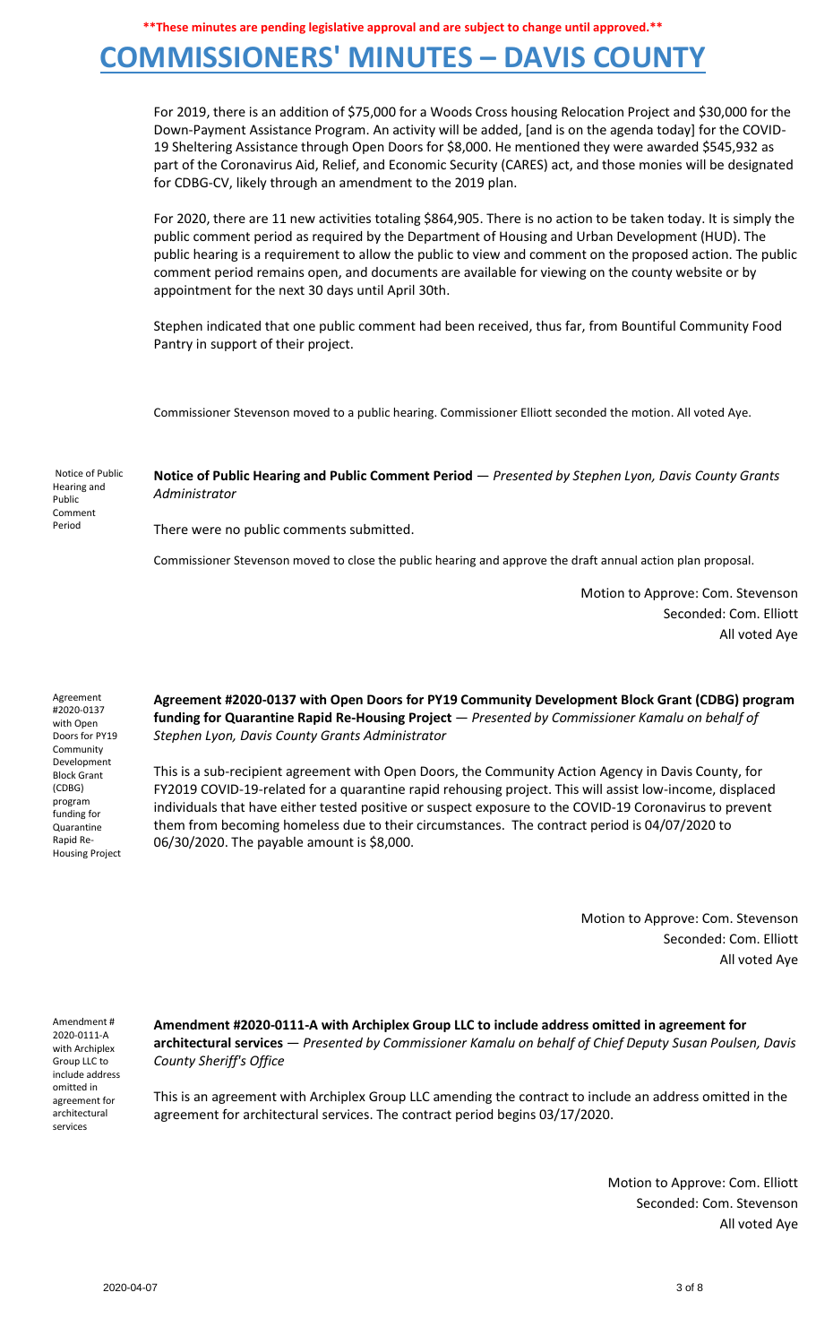For 2019, there is an addition of $75,000 for a Woods Cross housing Relocation Project and $30,000 for the Down-Payment Assistance Program. An activity will be added, [and is on the agenda today] for the COVID-19 Sheltering Assistance through Open Doors for $8,000. He mentioned they were awarded $545,932 as part of the Coronavirus Aid, Relief, and Economic Security (CARES) act, and those monies will be designated for CDBG-CV, likely through an amendment to the 2019 plan.

For 2020, there are 11 new activities totaling $864,905. There is no action to be taken today. It is simply the public comment period as required by the Department of Housing and Urban Development (HUD). The public hearing is a requirement to allow the public to view and comment on the proposed action. The public comment period remains open, and documents are available for viewing on the county website or by appointment for the next 30 days until April 30th.

Stephen indicated that one public comment had been received, thus far, from Bountiful Community Food Pantry in support of their project.

Commissioner Stevenson moved to a public hearing. Commissioner Elliott seconded the motion. All voted Aye.

Notice of Public Hearing and Public Comment Period

**Notice of Public Hearing and Public Comment Period** — *Presented by Stephen Lyon, Davis County Grants Administrator*

There were no public comments submitted.

Commissioner Stevenson moved to close the public hearing and approve the draft annual action plan proposal.

Motion to Approve: Com. Stevenson
Seconded: Com. Elliott
All voted Aye

Agreement #2020-0137 with Open Doors for PY19 Community Development Block Grant (CDBG) program funding for Quarantine Rapid Re-Housing Project

**Agreement #2020-0137 with Open Doors for PY19 Community Development Block Grant (CDBG) program funding for Quarantine Rapid Re-Housing Project** — *Presented by Commissioner Kamalu on behalf of Stephen Lyon, Davis County Grants Administrator*

This is a sub-recipient agreement with Open Doors, the Community Action Agency in Davis County, for FY2019 COVID-19-related for a quarantine rapid rehousing project. This will assist low-income, displaced individuals that have either tested positive or suspect exposure to the COVID-19 Coronavirus to prevent them from becoming homeless due to their circumstances. The contract period is 04/07/2020 to 06/30/2020. The payable amount is $8,000.

Motion to Approve: Com. Stevenson
Seconded: Com. Elliott
All voted Aye

Amendment # 2020-0111-A with Archiplex Group LLC to include address omitted in agreement for architectural services

**Amendment #2020-0111-A with Archiplex Group LLC to include address omitted in agreement for architectural services** — *Presented by Commissioner Kamalu on behalf of Chief Deputy Susan Poulsen, Davis County Sheriff's Office*

This is an agreement with Archiplex Group LLC amending the contract to include an address omitted in the agreement for architectural services. The contract period begins 03/17/2020.

Motion to Approve: Com. Elliott
Seconded: Com. Stevenson
All voted Aye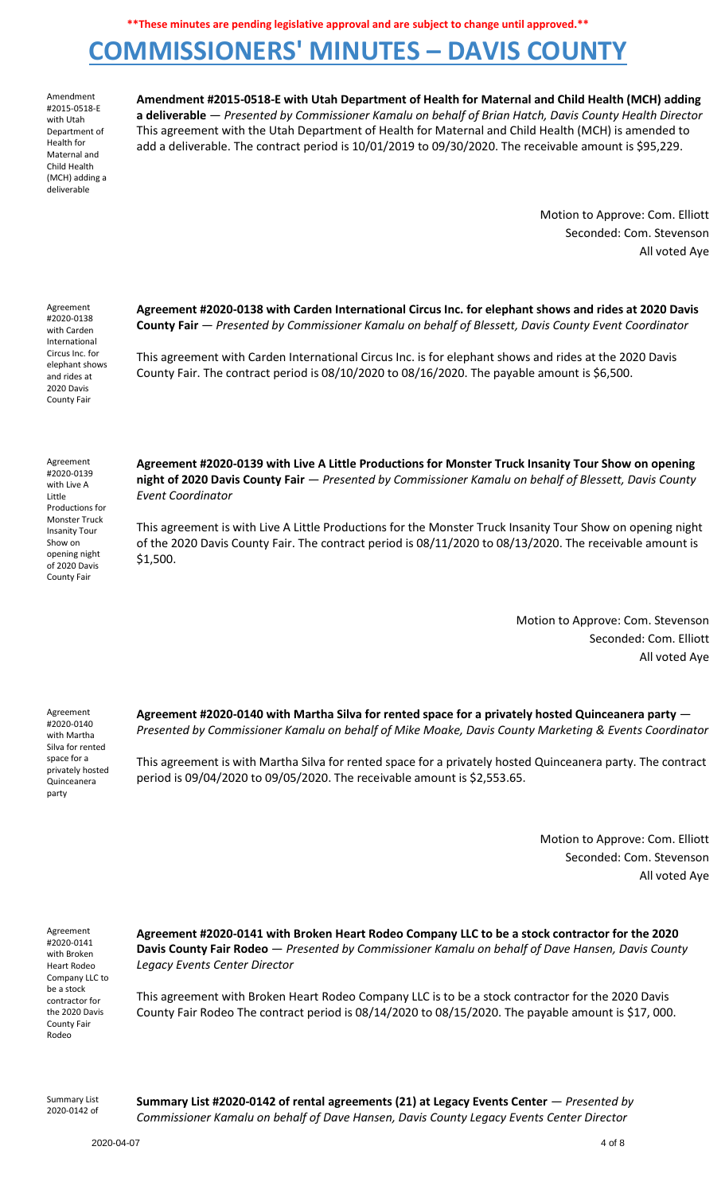**These minutes are pending legislative approval and are subject to change until approved.**

# COMMISSIONERS' MINUTES – DAVIS COUNTY

Amendment #2015-0518-E with Utah Department of Health for Maternal and Child Health (MCH) adding a deliverable

**Amendment #2015-0518-E with Utah Department of Health for Maternal and Child Health (MCH) adding a deliverable** — *Presented by Commissioner Kamalu on behalf of Brian Hatch, Davis County Health Director*

This agreement with the Utah Department of Health for Maternal and Child Health (MCH) is amended to add a deliverable. The contract period is 10/01/2019 to 09/30/2020. The receivable amount is $95,229.

Motion to Approve: Com. Elliott
Seconded: Com. Stevenson
All voted Aye

Agreement #2020-0138 with Carden International Circus Inc. for elephant shows and rides at 2020 Davis County Fair

**Agreement #2020-0138 with Carden International Circus Inc. for elephant shows and rides at 2020 Davis County Fair** — *Presented by Commissioner Kamalu on behalf of Blessett, Davis County Event Coordinator*

This agreement with Carden International Circus Inc. is for elephant shows and rides at the 2020 Davis County Fair. The contract period is 08/10/2020 to 08/16/2020. The payable amount is $6,500.

Agreement #2020-0139 with Live A Little Productions for Monster Truck Insanity Tour Show on opening night of 2020 Davis County Fair

**Agreement #2020-0139 with Live A Little Productions for Monster Truck Insanity Tour Show on opening night of 2020 Davis County Fair** — *Presented by Commissioner Kamalu on behalf of Blessett, Davis County Event Coordinator*

This agreement is with Live A Little Productions for the Monster Truck Insanity Tour Show on opening night of the 2020 Davis County Fair. The contract period is 08/11/2020 to 08/13/2020. The receivable amount is $1,500.

Motion to Approve: Com. Stevenson
Seconded: Com. Elliott
All voted Aye

Agreement #2020-0140 with Martha Silva for rented space for a privately hosted Quinceanera party

**Agreement #2020-0140 with Martha Silva for rented space for a privately hosted Quinceanera party** — *Presented by Commissioner Kamalu on behalf of Mike Moake, Davis County Marketing & Events Coordinator*

This agreement is with Martha Silva for rented space for a privately hosted Quinceanera party. The contract period is 09/04/2020 to 09/05/2020. The receivable amount is $2,553.65.

Motion to Approve: Com. Elliott
Seconded: Com. Stevenson
All voted Aye

Agreement #2020-0141 with Broken Heart Rodeo Company LLC to be a stock contractor for the 2020 Davis County Fair Rodeo

**Agreement #2020-0141 with Broken Heart Rodeo Company LLC to be a stock contractor for the 2020 Davis County Fair Rodeo** — *Presented by Commissioner Kamalu on behalf of Dave Hansen, Davis County Legacy Events Center Director*

This agreement with Broken Heart Rodeo Company LLC is to be a stock contractor for the 2020 Davis County Fair Rodeo The contract period is 08/14/2020 to 08/15/2020. The payable amount is $17, 000.

Summary List 2020-0142 of

**Summary List #2020-0142 of rental agreements (21) at Legacy Events Center** — *Presented by Commissioner Kamalu on behalf of Dave Hansen, Davis County Legacy Events Center Director*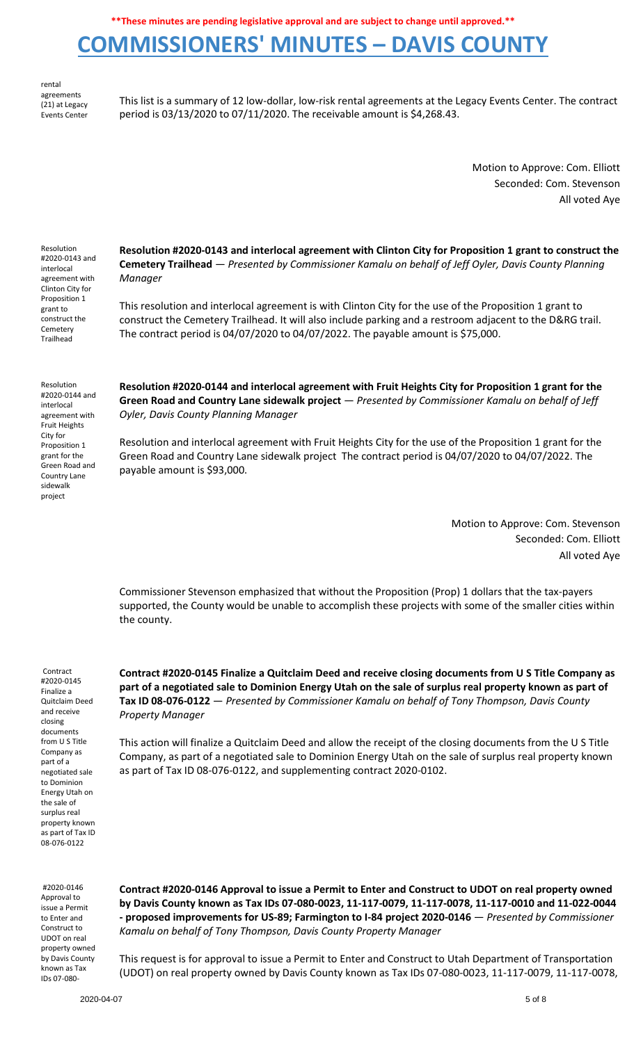**These minutes are pending legislative approval and are subject to change until approved.**

# COMMISSIONERS' MINUTES – DAVIS COUNTY

rental agreements (21) at Legacy Events Center

This list is a summary of 12 low-dollar, low-risk rental agreements at the Legacy Events Center. The contract period is 03/13/2020 to 07/11/2020. The receivable amount is $4,268.43.

Motion to Approve: Com. Elliott
Seconded: Com. Stevenson
All voted Aye

Resolution #2020-0143 and interlocal agreement with Clinton City for Proposition 1 grant to construct the Cemetery Trailhead

**Resolution #2020-0143 and interlocal agreement with Clinton City for Proposition 1 grant to construct the Cemetery Trailhead** — *Presented by Commissioner Kamalu on behalf of Jeff Oyler, Davis County Planning Manager*

This resolution and interlocal agreement is with Clinton City for the use of the Proposition 1 grant to construct the Cemetery Trailhead. It will also include parking and a restroom adjacent to the D&RG trail. The contract period is 04/07/2020 to 04/07/2022. The payable amount is $75,000.

Resolution #2020-0144 and interlocal agreement with Fruit Heights City for Proposition 1 grant for the Green Road and Country Lane sidewalk project

**Resolution #2020-0144 and interlocal agreement with Fruit Heights City for Proposition 1 grant for the Green Road and Country Lane sidewalk project** — *Presented by Commissioner Kamalu on behalf of Jeff Oyler, Davis County Planning Manager*

Resolution and interlocal agreement with Fruit Heights City for the use of the Proposition 1 grant for the Green Road and Country Lane sidewalk project The contract period is 04/07/2020 to 04/07/2022. The payable amount is $93,000.

Motion to Approve: Com. Stevenson
Seconded: Com. Elliott
All voted Aye

Commissioner Stevenson emphasized that without the Proposition (Prop) 1 dollars that the tax-payers supported, the County would be unable to accomplish these projects with some of the smaller cities within the county.

Contract #2020-0145 Finalize a Quitclaim Deed and receive closing documents from U S Title Company as part of a negotiated sale to Dominion Energy Utah on the sale of surplus real property known as part of Tax ID 08-076-0122

**Contract #2020-0145 Finalize a Quitclaim Deed and receive closing documents from U S Title Company as part of a negotiated sale to Dominion Energy Utah on the sale of surplus real property known as part of Tax ID 08-076-0122** — *Presented by Commissioner Kamalu on behalf of Tony Thompson, Davis County Property Manager*

This action will finalize a Quitclaim Deed and allow the receipt of the closing documents from the U S Title Company, as part of a negotiated sale to Dominion Energy Utah on the sale of surplus real property known as part of Tax ID 08-076-0122, and supplementing contract 2020-0102.

#2020-0146 Approval to issue a Permit to Enter and Construct to UDOT on real property owned by Davis County known as Tax IDs 07-080-

**Contract #2020-0146 Approval to issue a Permit to Enter and Construct to UDOT on real property owned by Davis County known as Tax IDs 07-080-0023, 11-117-0079, 11-117-0078, 11-117-0010 and 11-022-0044 - proposed improvements for US-89; Farmington to I-84 project 2020-0146** — *Presented by Commissioner Kamalu on behalf of Tony Thompson, Davis County Property Manager*

This request is for approval to issue a Permit to Enter and Construct to Utah Department of Transportation (UDOT) on real property owned by Davis County known as Tax IDs 07-080-0023, 11-117-0079, 11-117-0078,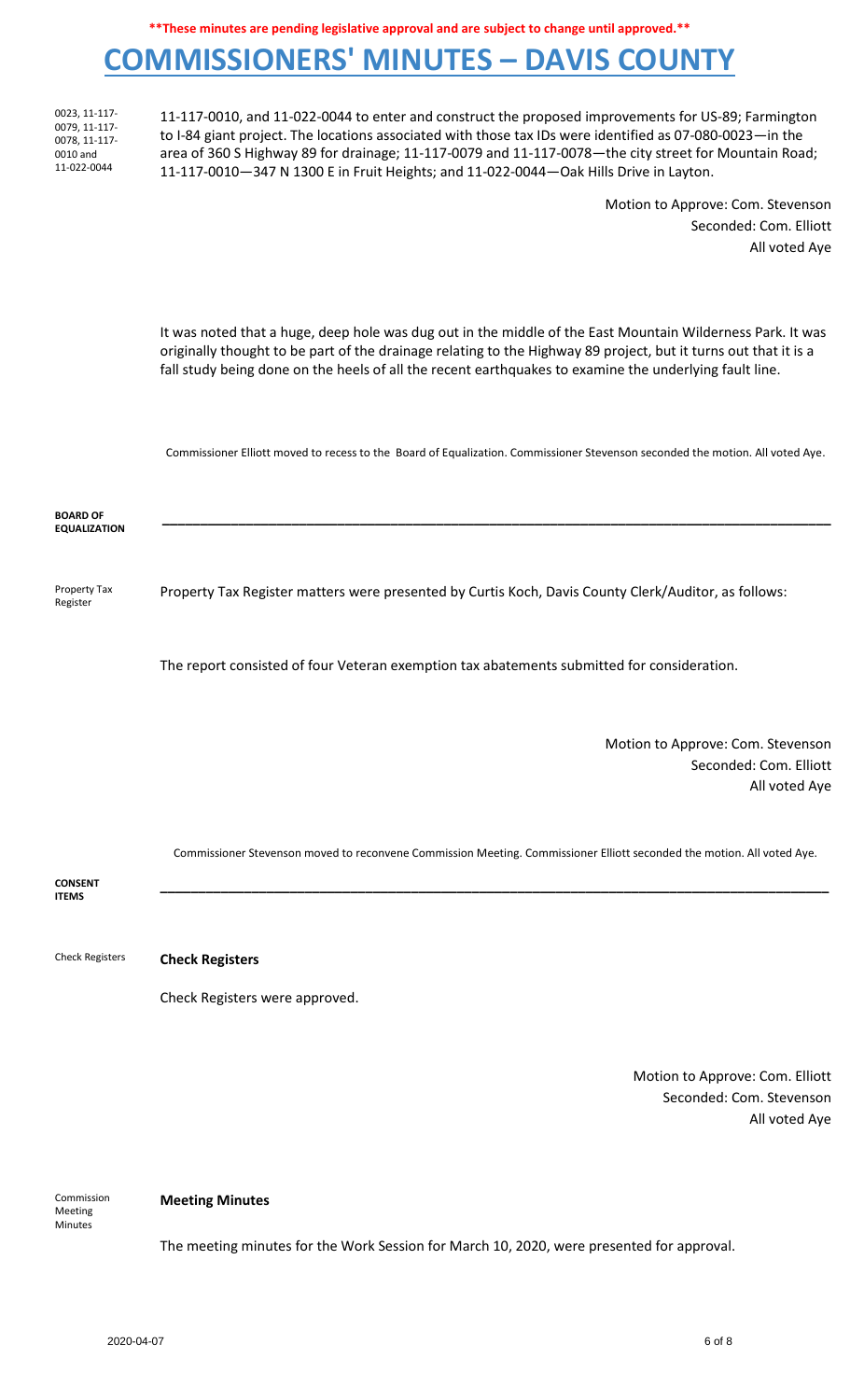**\*\*These minutes are pending legislative approval and are subject to change until approved.\*\***

# COMMISSIONERS' MINUTES – DAVIS COUNTY

0023, 11-117-0079, 11-117-0078, 11-117-0010 and 11-022-0044

11-117-0010, and 11-022-0044 to enter and construct the proposed improvements for US-89; Farmington to I-84 giant project. The locations associated with those tax IDs were identified as 07-080-0023—in the area of 360 S Highway 89 for drainage; 11-117-0079 and 11-117-0078—the city street for Mountain Road; 11-117-0010—347 N 1300 E in Fruit Heights; and 11-022-0044—Oak Hills Drive in Layton.

Motion to Approve: Com. Stevenson
Seconded: Com. Elliott
All voted Aye

It was noted that a huge, deep hole was dug out in the middle of the East Mountain Wilderness Park. It was originally thought to be part of the drainage relating to the Highway 89 project, but it turns out that it is a fall study being done on the heels of all the recent earthquakes to examine the underlying fault line.

Commissioner Elliott moved to recess to the Board of Equalization. Commissioner Stevenson seconded the motion. All voted Aye.

**BOARD OF EQUALIZATION**

---

Property Tax Register

Property Tax Register matters were presented by Curtis Koch, Davis County Clerk/Auditor, as follows:

The report consisted of four Veteran exemption tax abatements submitted for consideration.

Motion to Approve: Com. Stevenson
Seconded: Com. Elliott
All voted Aye

Commissioner Stevenson moved to reconvene Commission Meeting. Commissioner Elliott seconded the motion. All voted Aye.

**CONSENT ITEMS**

---

Check Registers

**Check Registers**

Check Registers were approved.

Motion to Approve: Com. Elliott
Seconded: Com. Stevenson
All voted Aye

Commission Meeting Minutes

**Meeting Minutes**

The meeting minutes for the Work Session for March 10, 2020, were presented for approval.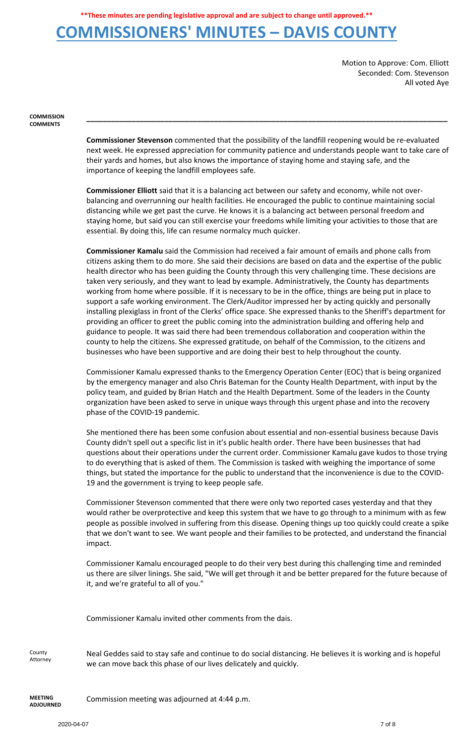**\*\*These minutes are pending legislative approval and are subject to change until approved.\*\***

# COMMISSIONERS' MINUTES – DAVIS COUNTY

Motion to Approve: Com. Elliott
Seconded: Com. Stevenson
All voted Aye

**COMMISSION COMMENTS**

**Commissioner Stevenson** commented that the possibility of the landfill reopening would be re-evaluated next week. He expressed appreciation for community patience and understands people want to take care of their yards and homes, but also knows the importance of staying home and staying safe, and the importance of keeping the landfill employees safe.

**Commissioner Elliott** said that it is a balancing act between our safety and economy, while not over-balancing and overrunning our health facilities. He encouraged the public to continue maintaining social distancing while we get past the curve. He knows it is a balancing act between personal freedom and staying home, but said you can still exercise your freedoms while limiting your activities to those that are essential. By doing this, life can resume normalcy much quicker.

**Commissioner Kamalu** said the Commission had received a fair amount of emails and phone calls from citizens asking them to do more. She said their decisions are based on data and the expertise of the public health director who has been guiding the County through this very challenging time. These decisions are taken very seriously, and they want to lead by example. Administratively, the County has departments working from home where possible. If it is necessary to be in the office, things are being put in place to support a safe working environment. The Clerk/Auditor impressed her by acting quickly and personally installing plexiglass in front of the Clerks' office space. She expressed thanks to the Sheriff's department for providing an officer to greet the public coming into the administration building and offering help and guidance to people. It was said there had been tremendous collaboration and cooperation within the county to help the citizens. She expressed gratitude, on behalf of the Commission, to the citizens and businesses who have been supportive and are doing their best to help throughout the county.

Commissioner Kamalu expressed thanks to the Emergency Operation Center (EOC) that is being organized by the emergency manager and also Chris Bateman for the County Health Department, with input by the policy team, and guided by Brian Hatch and the Health Department. Some of the leaders in the County organization have been asked to serve in unique ways through this urgent phase and into the recovery phase of the COVID-19 pandemic.

She mentioned there has been some confusion about essential and non-essential business because Davis County didn't spell out a specific list in it's public health order. There have been businesses that had questions about their operations under the current order. Commissioner Kamalu gave kudos to those trying to do everything that is asked of them. The Commission is tasked with weighing the importance of some things, but stated the importance for the public to understand that the inconvenience is due to the COVID-19 and the government is trying to keep people safe.

Commissioner Stevenson commented that there were only two reported cases yesterday and that they would rather be overprotective and keep this system that we have to go through to a minimum with as few people as possible involved in suffering from this disease. Opening things up too quickly could create a spike that we don't want to see. We want people and their families to be protected, and understand the financial impact.

Commissioner Kamalu encouraged people to do their very best during this challenging time and reminded us there are silver linings. She said, "We will get through it and be better prepared for the future because of it, and we're grateful to all of you."

Commissioner Kamalu invited other comments from the dais.

County Attorney

Neal Geddes said to stay safe and continue to do social distancing. He believes it is working and is hopeful we can move back this phase of our lives delicately and quickly.

**MEETING ADJOURNED**

Commission meeting was adjourned at 4:44 p.m.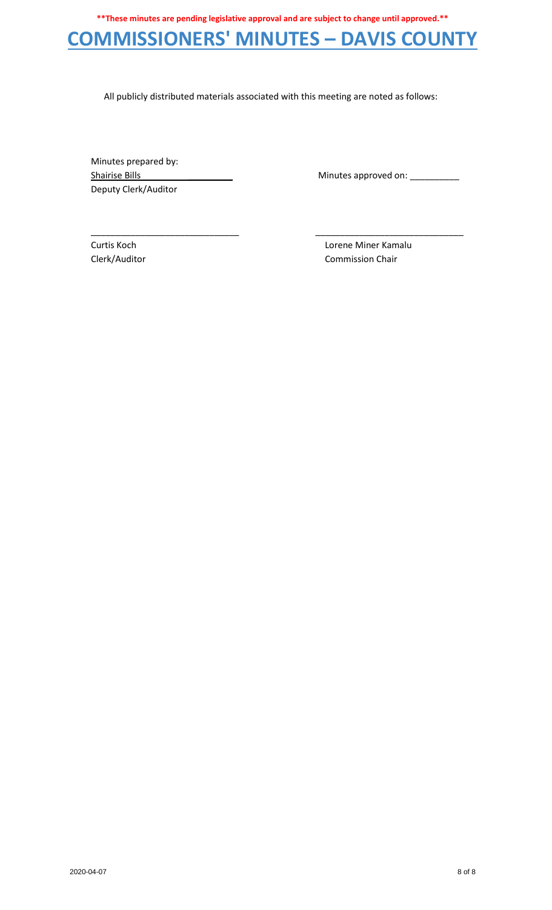**These minutes are pending legislative approval and are subject to change until approved.**

# COMMISSIONERS' MINUTES – DAVIS COUNTY

All publicly distributed materials associated with this meeting are noted as follows:

Minutes prepared by:
Shairise Bills
Deputy Clerk/Auditor

Minutes approved on: __________

_____________________________
Curtis Koch
Clerk/Auditor

_____________________________
Lorene Miner Kamalu
Commission Chair